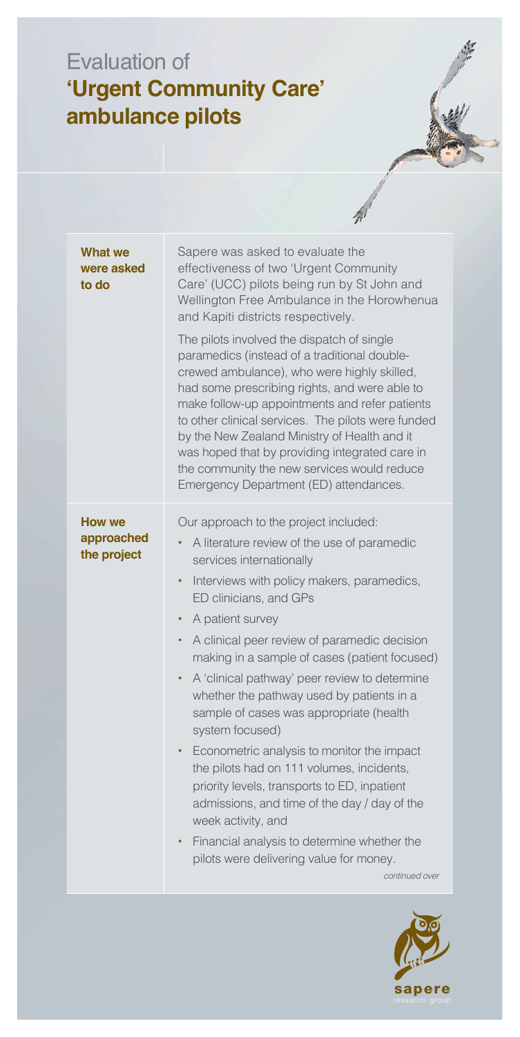# Evaluation of **'Urgent Community Care' ambulance pilots**

## What we were asked to do

Sapere was asked to evaluate the effectiveness of two 'Urgent Community Care' (UCC) pilots being run by St John and Wellington Free Ambulance in the Horowhenua and Kapiti districts respectively.

The pilots involved the dispatch of single paramedics (instead of a traditional double-crewed ambulance), who were highly skilled, had some prescribing rights, and were able to make follow-up appointments and refer patients to other clinical services. The pilots were funded by the New Zealand Ministry of Health and it was hoped that by providing integrated care in the community the new services would reduce Emergency Department (ED) attendances.

## How we approached the project

Our approach to the project included:

- A literature review of the use of paramedic services internationally
- Interviews with policy makers, paramedics, ED clinicians, and GPs
- A patient survey
- A clinical peer review of paramedic decision making in a sample of cases (patient focused)
- A 'clinical pathway' peer review to determine whether the pathway used by patients in a sample of cases was appropriate (health system focused)
- Econometric analysis to monitor the impact the pilots had on 111 volumes, incidents, priority levels, transports to ED, inpatient admissions, and time of the day / day of the week activity, and
- Financial analysis to determine whether the pilots were delivering value for money.

*continued over*

sapere research group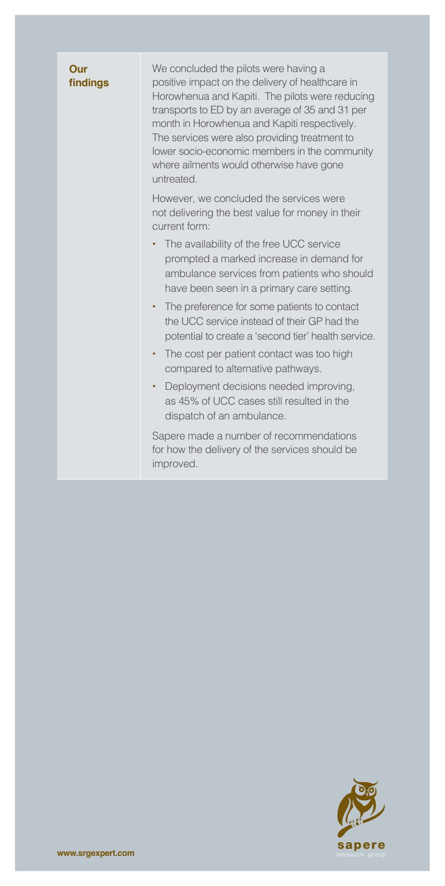## Our findings

We concluded the pilots were having a positive impact on the delivery of healthcare in Horowhenua and Kapiti. The pilots were reducing transports to ED by an average of 35 and 31 per month in Horowhenua and Kapiti respectively. The services were also providing treatment to lower socio-economic members in the community where ailments would otherwise have gone untreated.

However, we concluded the services were not delivering the best value for money in their current form:

- The availability of the free UCC service prompted a marked increase in demand for ambulance services from patients who should have been seen in a primary care setting.
- The preference for some patients to contact the UCC service instead of their GP had the potential to create a 'second tier' health service.
- The cost per patient contact was too high compared to alternative pathways.
- Deployment decisions needed improving, as 45% of UCC cases still resulted in the dispatch of an ambulance.

Sapere made a number of recommendations for how the delivery of the services should be improved.

www.srgexpert.com

sapere
research group